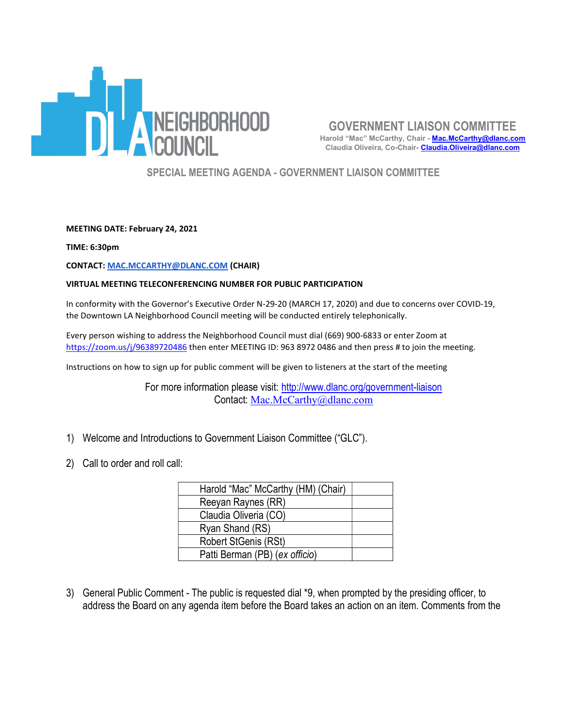DLA NEIGHBORHOOD COUNCIL

## GOVERNMENT LIAISON COMMITTEE

Harold "Mac" McCarthy, Chair - Mac.McCarthy@dlanc.com
Claudia Oliveira, Co-Chair- Claudia.Oliveira@dlanc.com

## SPECIAL MEETING AGENDA - GOVERNMENT LIAISON COMMITTEE

**MEETING DATE: February 24, 2021**

**TIME: 6:30pm**

**CONTACT: MAC.MCCARTHY@DLANC.COM (CHAIR)**

**VIRTUAL MEETING TELECONFERENCING NUMBER FOR PUBLIC PARTICIPATION**

In conformity with the Governor's Executive Order N-29-20 (MARCH 17, 2020) and due to concerns over COVID-19, the Downtown LA Neighborhood Council meeting will be conducted entirely telephonically.

Every person wishing to address the Neighborhood Council must dial (669) 900-6833 or enter Zoom at https://zoom.us/j/96389720486 then enter MEETING ID: 963 8972 0486 and then press # to join the meeting.

Instructions on how to sign up for public comment will be given to listeners at the start of the meeting

For more information please visit: http://www.dlanc.org/government-liaison
Contact: Mac.McCarthy@dlanc.com

1) Welcome and Introductions to Government Liaison Committee ("GLC").

2) Call to order and roll call:

| Member | |
|---|---|
| Harold "Mac" McCarthy (HM) (Chair) | |
| Reeyan Raynes (RR) | |
| Claudia Oliveria (CO) | |
| Ryan Shand (RS) | |
| Robert StGenis (RSt) | |
| Patti Berman (PB) (*ex officio*) | |

3) General Public Comment - The public is requested dial *9, when prompted by the presiding officer, to address the Board on any agenda item before the Board takes an action on an item. Comments from the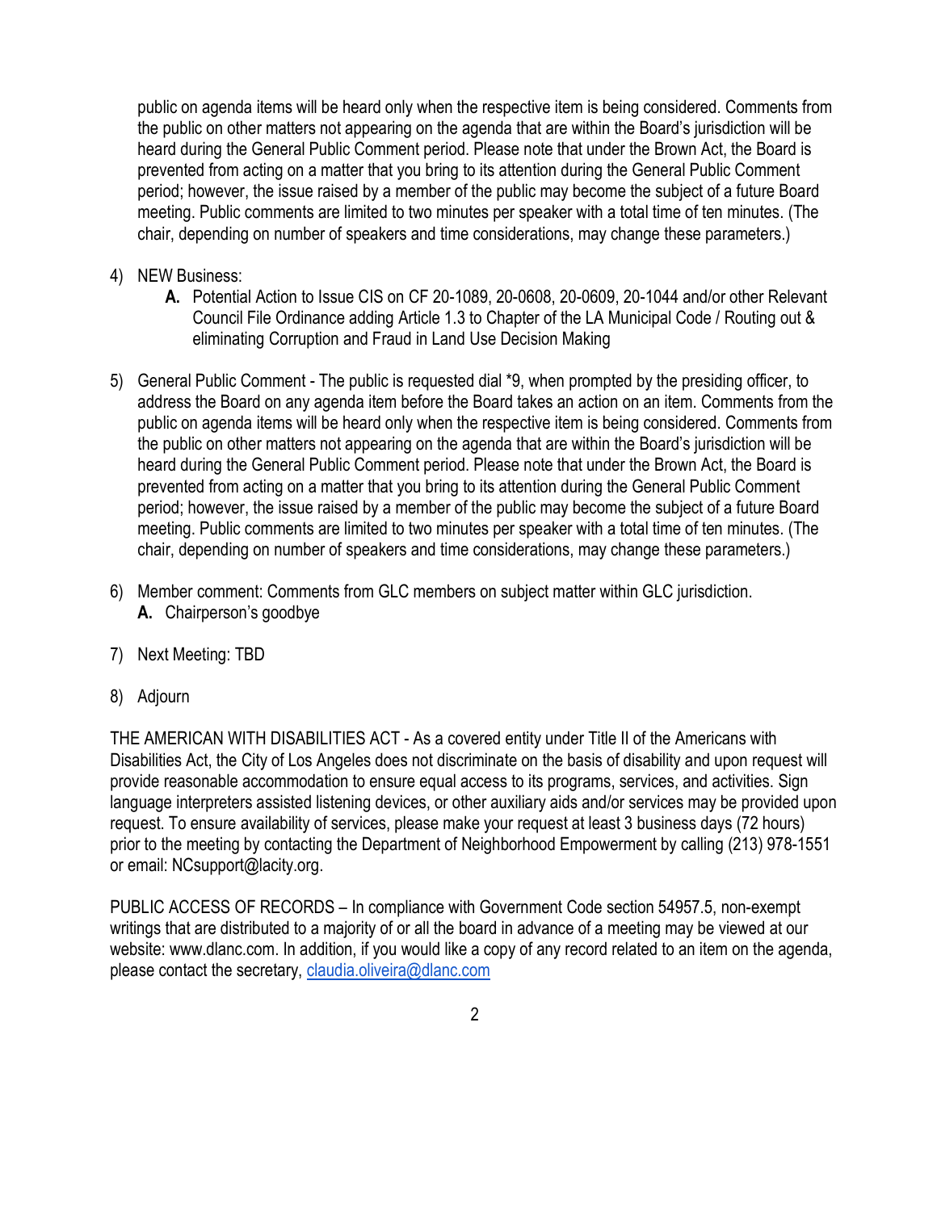public on agenda items will be heard only when the respective item is being considered. Comments from the public on other matters not appearing on the agenda that are within the Board's jurisdiction will be heard during the General Public Comment period. Please note that under the Brown Act, the Board is prevented from acting on a matter that you bring to its attention during the General Public Comment period; however, the issue raised by a member of the public may become the subject of a future Board meeting. Public comments are limited to two minutes per speaker with a total time of ten minutes. (The chair, depending on number of speakers and time considerations, may change these parameters.)

4) NEW Business:
   **A.** Potential Action to Issue CIS on CF 20-1089, 20-0608, 20-0609, 20-1044 and/or other Relevant Council File Ordinance adding Article 1.3 to Chapter of the LA Municipal Code / Routing out & eliminating Corruption and Fraud in Land Use Decision Making

5) General Public Comment - The public is requested dial *9, when prompted by the presiding officer, to address the Board on any agenda item before the Board takes an action on an item. Comments from the public on agenda items will be heard only when the respective item is being considered. Comments from the public on other matters not appearing on the agenda that are within the Board's jurisdiction will be heard during the General Public Comment period. Please note that under the Brown Act, the Board is prevented from acting on a matter that you bring to its attention during the General Public Comment period; however, the issue raised by a member of the public may become the subject of a future Board meeting. Public comments are limited to two minutes per speaker with a total time of ten minutes. (The chair, depending on number of speakers and time considerations, may change these parameters.)

6) Member comment: Comments from GLC members on subject matter within GLC jurisdiction.
   **A.** Chairperson's goodbye

7) Next Meeting: TBD

8) Adjourn

THE AMERICAN WITH DISABILITIES ACT - As a covered entity under Title II of the Americans with Disabilities Act, the City of Los Angeles does not discriminate on the basis of disability and upon request will provide reasonable accommodation to ensure equal access to its programs, services, and activities. Sign language interpreters assisted listening devices, or other auxiliary aids and/or services may be provided upon request. To ensure availability of services, please make your request at least 3 business days (72 hours) prior to the meeting by contacting the Department of Neighborhood Empowerment by calling (213) 978-1551 or email: NCsupport@lacity.org.

PUBLIC ACCESS OF RECORDS – In compliance with Government Code section 54957.5, non-exempt writings that are distributed to a majority of or all the board in advance of a meeting may be viewed at our website: www.dlanc.com. In addition, if you would like a copy of any record related to an item on the agenda, please contact the secretary, claudia.oliveira@dlanc.com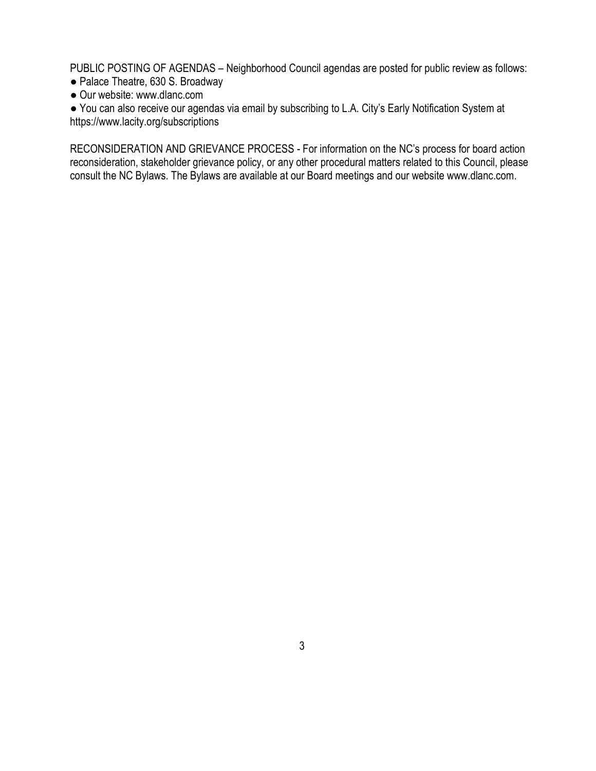PUBLIC POSTING OF AGENDAS – Neighborhood Council agendas are posted for public review as follows:

- Palace Theatre, 630 S. Broadway
- Our website: www.dlanc.com
- You can also receive our agendas via email by subscribing to L.A. City's Early Notification System at https://www.lacity.org/subscriptions

RECONSIDERATION AND GRIEVANCE PROCESS - For information on the NC's process for board action reconsideration, stakeholder grievance policy, or any other procedural matters related to this Council, please consult the NC Bylaws. The Bylaws are available at our Board meetings and our website www.dlanc.com.